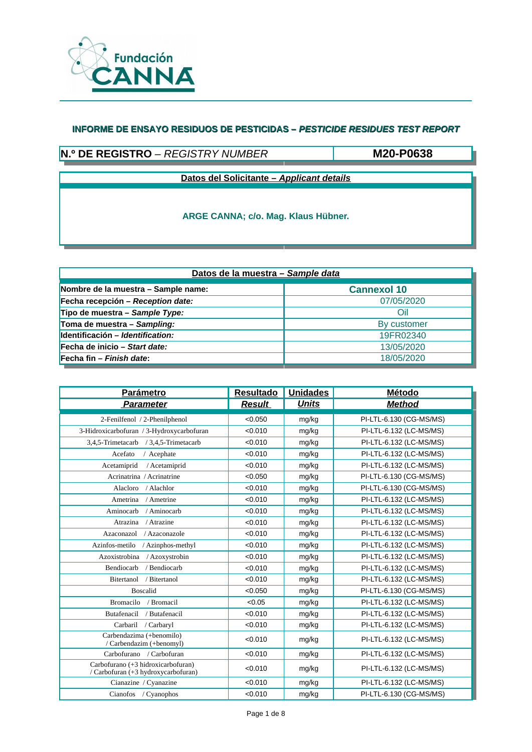Fundación CANNA

# INFORME DE ENSAYO RESIDUOS DE PESTICIDAS – *PESTICIDE RESIDUES TEST REPORT*

| **N.º DE REGISTRO** – *REGISTRY NUMBER* | **M20-P0638** |
|---|---|

**Datos del Solicitante – *Applicant details***

**ARGE CANNA; c/o. Mag. Klaus Hübner.**

| **Datos de la muestra – *Sample data*** | |
|---|---|
| **Nombre de la muestra – Sample name:** | **Cannexol 10** |
| **Fecha recepción – *Reception date:*** | 07/05/2020 |
| **Tipo de muestra – *Sample Type:*** | Oil |
| **Toma de muestra – *Sampling:*** | By customer |
| **Identificación – *Identification:*** | 19FR02340 |
| **Fecha de inicio – *Start date:*** | 13/05/2020 |
| **Fecha fin – *Finish date*:** | 18/05/2020 |

| **Parámetro** / ***Parameter*** | **Resultado** / ***Result*** | **Unidades** / ***Units*** | **Método** / ***Method*** |
|---|---|---|---|
| 2-Fenilfenol / 2-Phenilphenol | <0.050 | mg/kg | PI-LTL-6.130 (CG-MS/MS) |
| 3-Hidroxicarbofuran / 3-Hydroxycarbofuran | <0.010 | mg/kg | PI-LTL-6.132 (LC-MS/MS) |
| 3,4,5-Trimetacarb / 3,4,5-Trimetacarb | <0.010 | mg/kg | PI-LTL-6.132 (LC-MS/MS) |
| Acefato / Acephate | <0.010 | mg/kg | PI-LTL-6.132 (LC-MS/MS) |
| Acetamiprid / Acetamiprid | <0.010 | mg/kg | PI-LTL-6.132 (LC-MS/MS) |
| Acrinatrina / Acrinatrine | <0.050 | mg/kg | PI-LTL-6.130 (CG-MS/MS) |
| Alacloro / Alachlor | <0.010 | mg/kg | PI-LTL-6.130 (CG-MS/MS) |
| Ametrina / Ametrine | <0.010 | mg/kg | PI-LTL-6.132 (LC-MS/MS) |
| Aminocarb / Aminocarb | <0.010 | mg/kg | PI-LTL-6.132 (LC-MS/MS) |
| Atrazina / Atrazine | <0.010 | mg/kg | PI-LTL-6.132 (LC-MS/MS) |
| Azaconazol / Azaconazole | <0.010 | mg/kg | PI-LTL-6.132 (LC-MS/MS) |
| Azinfos-metilo / Azinphos-methyl | <0.010 | mg/kg | PI-LTL-6.132 (LC-MS/MS) |
| Azoxistrobina / Azoxystrobin | <0.010 | mg/kg | PI-LTL-6.132 (LC-MS/MS) |
| Bendiocarb / Bendiocarb | <0.010 | mg/kg | PI-LTL-6.132 (LC-MS/MS) |
| Bitertanol / Bitertanol | <0.010 | mg/kg | PI-LTL-6.132 (LC-MS/MS) |
| Boscalid | <0.050 | mg/kg | PI-LTL-6.130 (CG-MS/MS) |
| Bromacilo / Bromacil | <0.05 | mg/kg | PI-LTL-6.132 (LC-MS/MS) |
| Butafenacil / Butafenacil | <0.010 | mg/kg | PI-LTL-6.132 (LC-MS/MS) |
| Carbaril / Carbaryl | <0.010 | mg/kg | PI-LTL-6.132 (LC-MS/MS) |
| Carbendazima (+benomilo) / Carbendazim (+benomyl) | <0.010 | mg/kg | PI-LTL-6.132 (LC-MS/MS) |
| Carbofurano / Carbofuran | <0.010 | mg/kg | PI-LTL-6.132 (LC-MS/MS) |
| Carbofurano (+3 hidroxicarbofuran) / Carbofuran (+3 hydroxycarbofuran) | <0.010 | mg/kg | PI-LTL-6.132 (LC-MS/MS) |
| Cianazine / Cyanazine | <0.010 | mg/kg | PI-LTL-6.132 (LC-MS/MS) |
| Cianofos / Cyanophos | <0.010 | mg/kg | PI-LTL-6.130 (CG-MS/MS) |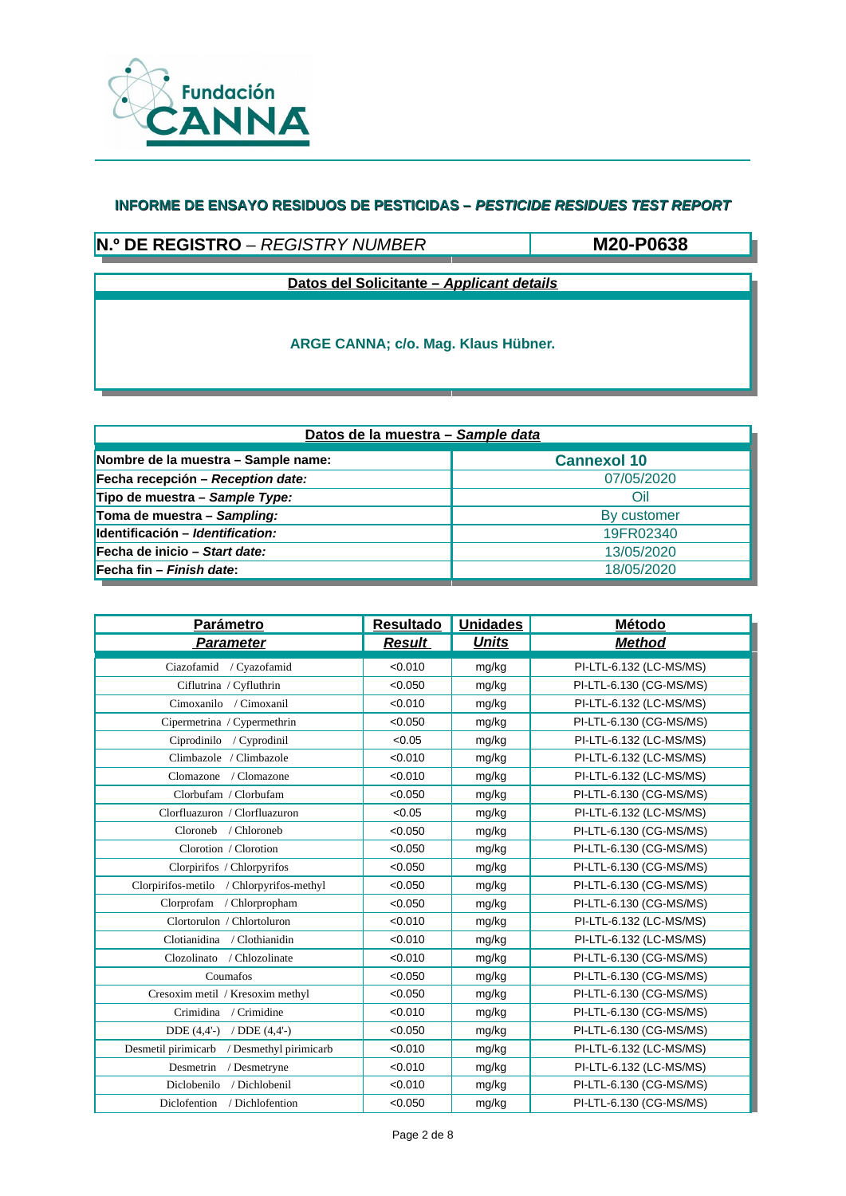Fundación CANNA

## INFORME DE ENSAYO RESIDUOS DE PESTICIDAS – *PESTICIDE RESIDUES TEST REPORT*

| **N.º DE REGISTRO** – *REGISTRY NUMBER* | **M20-P0638** |
|---|---|

**Datos del Solicitante – *Applicant details***

**ARGE CANNA; c/o. Mag. Klaus Hübner.**

| **Datos de la muestra – *Sample data*** | |
|---|---|
| **Nombre de la muestra – Sample name:** | **Cannexol 10** |
| **Fecha recepción – *Reception date:*** | 07/05/2020 |
| **Tipo de muestra – *Sample Type:*** | Oil |
| **Toma de muestra – *Sampling:*** | By customer |
| **Identificación – *Identification:*** | 19FR02340 |
| **Fecha de inicio – *Start date:*** | 13/05/2020 |
| **Fecha fin – *Finish date*:** | 18/05/2020 |

| **Parámetro** *Parameter* | **Resultado** *Result* | **Unidades** *Units* | **Método** *Method* |
|---|---|---|---|
| Ciazofamid / Cyazofamid | <0.010 | mg/kg | PI-LTL-6.132 (LC-MS/MS) |
| Ciflutrina / Cyfluthrin | <0.050 | mg/kg | PI-LTL-6.130 (CG-MS/MS) |
| Cimoxanilo / Cimoxanil | <0.010 | mg/kg | PI-LTL-6.132 (LC-MS/MS) |
| Cipermetrina / Cypermethrin | <0.050 | mg/kg | PI-LTL-6.130 (CG-MS/MS) |
| Ciprodinilo / Cyprodinil | <0.05 | mg/kg | PI-LTL-6.132 (LC-MS/MS) |
| Climbazole / Climbazole | <0.010 | mg/kg | PI-LTL-6.132 (LC-MS/MS) |
| Clomazone / Clomazone | <0.010 | mg/kg | PI-LTL-6.132 (LC-MS/MS) |
| Clorbufam / Clorbufam | <0.050 | mg/kg | PI-LTL-6.130 (CG-MS/MS) |
| Clorfluazuron / Clorfluazuron | <0.05 | mg/kg | PI-LTL-6.132 (LC-MS/MS) |
| Cloroneb / Chloroneb | <0.050 | mg/kg | PI-LTL-6.130 (CG-MS/MS) |
| Clorotion / Clorotion | <0.050 | mg/kg | PI-LTL-6.130 (CG-MS/MS) |
| Clorpirifos / Chlorpyrifos | <0.050 | mg/kg | PI-LTL-6.130 (CG-MS/MS) |
| Clorpirifos-metilo / Chlorpyrifos-methyl | <0.050 | mg/kg | PI-LTL-6.130 (CG-MS/MS) |
| Clorprofam / Chlorpropham | <0.050 | mg/kg | PI-LTL-6.130 (CG-MS/MS) |
| Clortorulon / Chlortoluron | <0.010 | mg/kg | PI-LTL-6.132 (LC-MS/MS) |
| Clotianidina / Clothianidin | <0.010 | mg/kg | PI-LTL-6.132 (LC-MS/MS) |
| Clozolinato / Chlozolinate | <0.010 | mg/kg | PI-LTL-6.130 (CG-MS/MS) |
| Coumafos | <0.050 | mg/kg | PI-LTL-6.130 (CG-MS/MS) |
| Cresoxim metil / Kresoxim methyl | <0.050 | mg/kg | PI-LTL-6.130 (CG-MS/MS) |
| Crimidina / Crimidine | <0.010 | mg/kg | PI-LTL-6.130 (CG-MS/MS) |
| DDE (4,4'-) / DDE (4,4'-) | <0.050 | mg/kg | PI-LTL-6.130 (CG-MS/MS) |
| Desmetil pirimicarb / Desmethyl pirimicarb | <0.010 | mg/kg | PI-LTL-6.132 (LC-MS/MS) |
| Desmetrin / Desmetryne | <0.010 | mg/kg | PI-LTL-6.132 (LC-MS/MS) |
| Diclobenilo / Dichlobenil | <0.010 | mg/kg | PI-LTL-6.130 (CG-MS/MS) |
| Diclofention / Dichlofention | <0.050 | mg/kg | PI-LTL-6.130 (CG-MS/MS) |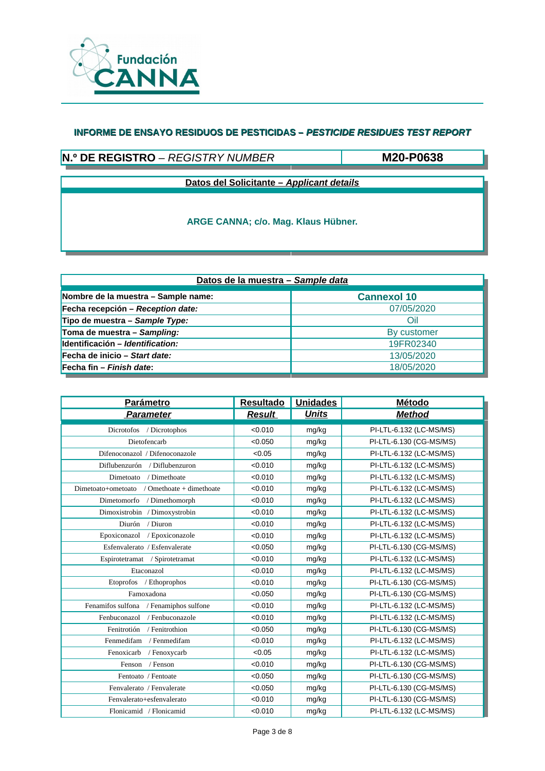Fundación CANNA

## INFORME DE ENSAYO RESIDUOS DE PESTICIDAS – *PESTICIDE RESIDUES TEST REPORT*

| **N.º DE REGISTRO** – *REGISTRY NUMBER* | **M20-P0638** |
|---|---|

**Datos del Solicitante – *Applicant details***

**ARGE CANNA; c/o. Mag. Klaus Hübner.**

| **Datos de la muestra – *Sample data*** | |
|---|---|
| **Nombre de la muestra – Sample name:** | **Cannexol 10** |
| **Fecha recepción – *Reception date:*** | 07/05/2020 |
| **Tipo de muestra – *Sample Type:*** | Oil |
| **Toma de muestra – *Sampling:*** | By customer |
| **Identificación – *Identification:*** | 19FR02340 |
| **Fecha de inicio – *Start date:*** | 13/05/2020 |
| **Fecha fin – *Finish date*:** | 18/05/2020 |

| **Parámetro** / ***Parameter*** | **Resultado** / ***Result*** | **Unidades** / ***Units*** | **Método** / ***Method*** |
|---|---|---|---|
| Dicrotofos / Dicrotophos | <0.010 | mg/kg | PI-LTL-6.132 (LC-MS/MS) |
| Dietofencarb | <0.050 | mg/kg | PI-LTL-6.130 (CG-MS/MS) |
| Difenoconazol / Difenoconazole | <0.05 | mg/kg | PI-LTL-6.132 (LC-MS/MS) |
| Diflubenzurón / Diflubenzuron | <0.010 | mg/kg | PI-LTL-6.132 (LC-MS/MS) |
| Dimetoato / Dimethoate | <0.010 | mg/kg | PI-LTL-6.132 (LC-MS/MS) |
| Dimetoato+ometoato / Omethoate + dimethoate | <0.010 | mg/kg | PI-LTL-6.132 (LC-MS/MS) |
| Dimetomorfo / Dimethomorph | <0.010 | mg/kg | PI-LTL-6.132 (LC-MS/MS) |
| Dimoxistrobin / Dimoxystrobin | <0.010 | mg/kg | PI-LTL-6.132 (LC-MS/MS) |
| Diurón / Diuron | <0.010 | mg/kg | PI-LTL-6.132 (LC-MS/MS) |
| Epoxiconazol / Epoxiconazole | <0.010 | mg/kg | PI-LTL-6.132 (LC-MS/MS) |
| Esfenvalerato / Esfenvalerate | <0.050 | mg/kg | PI-LTL-6.130 (CG-MS/MS) |
| Espirotetramat / Spirotetramat | <0.010 | mg/kg | PI-LTL-6.132 (LC-MS/MS) |
| Etaconazol | <0.010 | mg/kg | PI-LTL-6.132 (LC-MS/MS) |
| Etoprofos / Ethoprophos | <0.010 | mg/kg | PI-LTL-6.130 (CG-MS/MS) |
| Famoxadona | <0.050 | mg/kg | PI-LTL-6.130 (CG-MS/MS) |
| Fenamifos sulfona / Fenamiphos sulfone | <0.010 | mg/kg | PI-LTL-6.132 (LC-MS/MS) |
| Fenbuconazol / Fenbuconazole | <0.010 | mg/kg | PI-LTL-6.132 (LC-MS/MS) |
| Fenitrotión / Fenitrothion | <0.050 | mg/kg | PI-LTL-6.130 (CG-MS/MS) |
| Fenmedifam / Fenmedifam | <0.010 | mg/kg | PI-LTL-6.132 (LC-MS/MS) |
| Fenoxicarb / Fenoxycarb | <0.05 | mg/kg | PI-LTL-6.132 (LC-MS/MS) |
| Fenson / Fenson | <0.010 | mg/kg | PI-LTL-6.130 (CG-MS/MS) |
| Fentoato / Fentoate | <0.050 | mg/kg | PI-LTL-6.130 (CG-MS/MS) |
| Fenvalerato / Fenvalerate | <0.050 | mg/kg | PI-LTL-6.130 (CG-MS/MS) |
| Fenvalerato+esfenvalerato | <0.010 | mg/kg | PI-LTL-6.130 (CG-MS/MS) |
| Flonicamid / Flonicamid | <0.010 | mg/kg | PI-LTL-6.132 (LC-MS/MS) |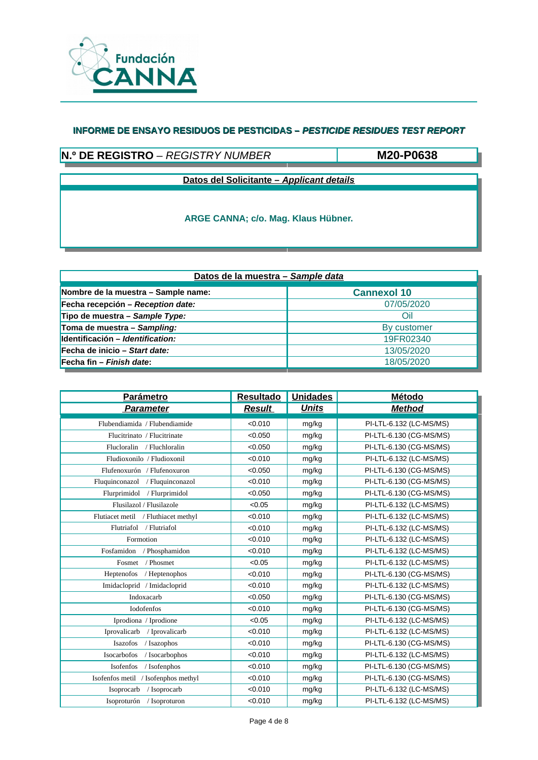Fundación CANNA

## INFORME DE ENSAYO RESIDUOS DE PESTICIDAS – *PESTICIDE RESIDUES TEST REPORT*

| **N.º DE REGISTRO** – *REGISTRY NUMBER* | **M20-P0638** |
|---|---|

**Datos del Solicitante – *Applicant details***

**ARGE CANNA; c/o. Mag. Klaus Hübner.**

**Datos de la muestra – *Sample data***

| | |
|---|---|
| **Nombre de la muestra – Sample name:** | **Cannexol 10** |
| **Fecha recepción – *Reception date:*** | 07/05/2020 |
| **Tipo de muestra – *Sample Type:*** | Oil |
| **Toma de muestra – *Sampling:*** | By customer |
| **Identificación – *Identification:*** | 19FR02340 |
| **Fecha de inicio – *Start date:*** | 13/05/2020 |
| **Fecha fin – *Finish date*:** | 18/05/2020 |

| Parámetro *Parameter* | Resultado *Result* | Unidades *Units* | Método *Method* |
|---|---|---|---|
| Flubendiamida / Flubendiamide | <0.010 | mg/kg | PI-LTL-6.132 (LC-MS/MS) |
| Flucitrinato / Flucitrinate | <0.050 | mg/kg | PI-LTL-6.130 (CG-MS/MS) |
| Flucloralin / Fluchloralin | <0.050 | mg/kg | PI-LTL-6.130 (CG-MS/MS) |
| Fludioxonilo / Fludioxonil | <0.010 | mg/kg | PI-LTL-6.132 (LC-MS/MS) |
| Flufenoxurón / Flufenoxuron | <0.050 | mg/kg | PI-LTL-6.130 (CG-MS/MS) |
| Fluquinconazol / Fluquinconazol | <0.010 | mg/kg | PI-LTL-6.130 (CG-MS/MS) |
| Flurprimidol / Flurprimidol | <0.050 | mg/kg | PI-LTL-6.130 (CG-MS/MS) |
| Flusilazol / Flusilazole | <0.05 | mg/kg | PI-LTL-6.132 (LC-MS/MS) |
| Flutiacet metil / Fluthiacet methyl | <0.010 | mg/kg | PI-LTL-6.132 (LC-MS/MS) |
| Flutriafol / Flutriafol | <0.010 | mg/kg | PI-LTL-6.132 (LC-MS/MS) |
| Formotion | <0.010 | mg/kg | PI-LTL-6.132 (LC-MS/MS) |
| Fosfamidon / Phosphamidon | <0.010 | mg/kg | PI-LTL-6.132 (LC-MS/MS) |
| Fosmet / Phosmet | <0.05 | mg/kg | PI-LTL-6.132 (LC-MS/MS) |
| Heptenofos / Heptenophos | <0.010 | mg/kg | PI-LTL-6.130 (CG-MS/MS) |
| Imidacloprid / Imidacloprid | <0.010 | mg/kg | PI-LTL-6.132 (LC-MS/MS) |
| Indoxacarb | <0.050 | mg/kg | PI-LTL-6.130 (CG-MS/MS) |
| Iodofenfos | <0.010 | mg/kg | PI-LTL-6.130 (CG-MS/MS) |
| Iprodiona / Iprodione | <0.05 | mg/kg | PI-LTL-6.132 (LC-MS/MS) |
| Iprovalicarb / Iprovalicarb | <0.010 | mg/kg | PI-LTL-6.132 (LC-MS/MS) |
| Isazofos / Isazophos | <0.010 | mg/kg | PI-LTL-6.130 (CG-MS/MS) |
| Isocarbofos / Isocarbophos | <0.010 | mg/kg | PI-LTL-6.132 (LC-MS/MS) |
| Isofenfos / Isofenphos | <0.010 | mg/kg | PI-LTL-6.130 (CG-MS/MS) |
| Isofenfos metil / Isofenphos methyl | <0.010 | mg/kg | PI-LTL-6.130 (CG-MS/MS) |
| Isoprocarb / Isoprocarb | <0.010 | mg/kg | PI-LTL-6.132 (LC-MS/MS) |
| Isoproturón / Isoproturon | <0.010 | mg/kg | PI-LTL-6.132 (LC-MS/MS) |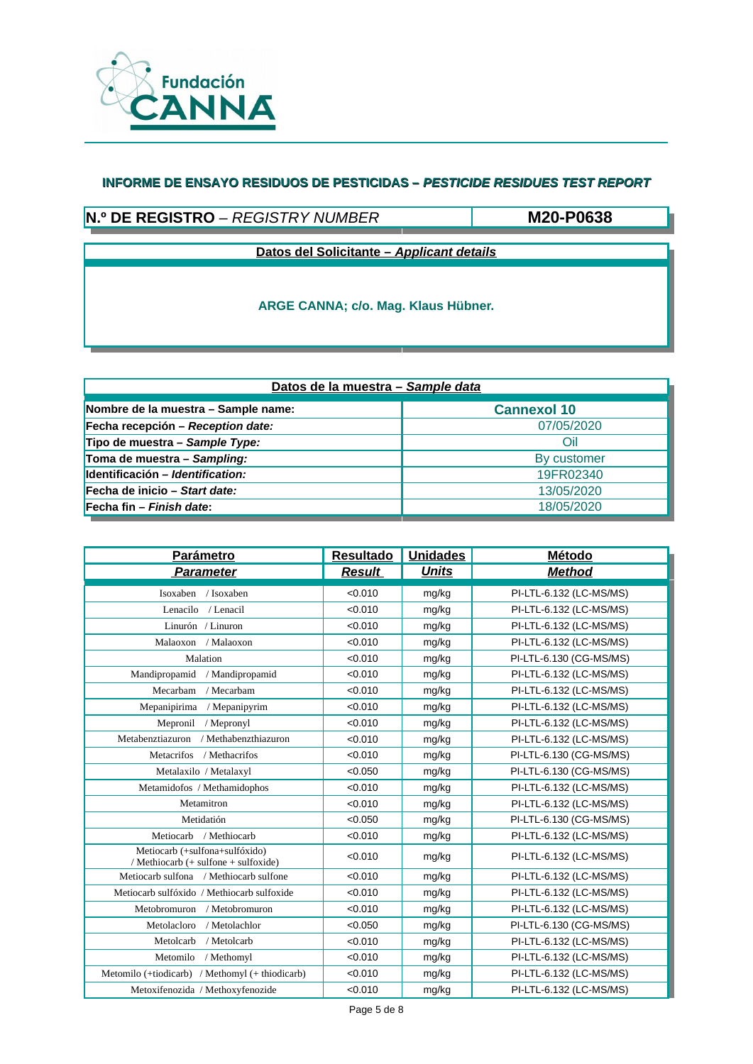Fundación CANNA

## INFORME DE ENSAYO RESIDUOS DE PESTICIDAS – *PESTICIDE RESIDUES TEST REPORT*

| **N.º DE REGISTRO** – *REGISTRY NUMBER* | **M20-P0638** |
|---|---|

**Datos del Solicitante – *Applicant details***

**ARGE CANNA; c/o. Mag. Klaus Hübner.**

| **Datos de la muestra – *Sample data*** | |
|---|---|
| **Nombre de la muestra – Sample name:** | **Cannexol 10** |
| **Fecha recepción – *Reception date:*** | 07/05/2020 |
| **Tipo de muestra – *Sample Type:*** | Oil |
| **Toma de muestra – *Sampling:*** | By customer |
| **Identificación – *Identification:*** | 19FR02340 |
| **Fecha de inicio – *Start date:*** | 13/05/2020 |
| **Fecha fin – *Finish date*:** | 18/05/2020 |

| **Parámetro** *Parameter* | **Resultado** *Result* | **Unidades** *Units* | **Método** *Method* |
|---|---|---|---|
| Isoxaben / Isoxaben | <0.010 | mg/kg | PI-LTL-6.132 (LC-MS/MS) |
| Lenacilo / Lenacil | <0.010 | mg/kg | PI-LTL-6.132 (LC-MS/MS) |
| Linurón / Linuron | <0.010 | mg/kg | PI-LTL-6.132 (LC-MS/MS) |
| Malaoxon / Malaoxon | <0.010 | mg/kg | PI-LTL-6.132 (LC-MS/MS) |
| Malation | <0.010 | mg/kg | PI-LTL-6.130 (CG-MS/MS) |
| Mandipropamid / Mandipropamid | <0.010 | mg/kg | PI-LTL-6.132 (LC-MS/MS) |
| Mecarbam / Mecarbam | <0.010 | mg/kg | PI-LTL-6.132 (LC-MS/MS) |
| Mepanipirima / Mepanipyrim | <0.010 | mg/kg | PI-LTL-6.132 (LC-MS/MS) |
| Mepronil / Mepronyl | <0.010 | mg/kg | PI-LTL-6.132 (LC-MS/MS) |
| Metabenztiazuron / Methabenzthiazuron | <0.010 | mg/kg | PI-LTL-6.132 (LC-MS/MS) |
| Metacrifos / Methacrifos | <0.010 | mg/kg | PI-LTL-6.130 (CG-MS/MS) |
| Metalaxilo / Metalaxyl | <0.050 | mg/kg | PI-LTL-6.130 (CG-MS/MS) |
| Metamidofos / Methamidophos | <0.010 | mg/kg | PI-LTL-6.132 (LC-MS/MS) |
| Metamitron | <0.010 | mg/kg | PI-LTL-6.132 (LC-MS/MS) |
| Metidatión | <0.050 | mg/kg | PI-LTL-6.130 (CG-MS/MS) |
| Metiocarb / Methiocarb | <0.010 | mg/kg | PI-LTL-6.132 (LC-MS/MS) |
| Metiocarb (+sulfona+sulfóxido) / Methiocarb (+ sulfone + sulfoxide) | <0.010 | mg/kg | PI-LTL-6.132 (LC-MS/MS) |
| Metiocarb sulfona / Methiocarb sulfone | <0.010 | mg/kg | PI-LTL-6.132 (LC-MS/MS) |
| Metiocarb sulfóxido / Methiocarb sulfoxide | <0.010 | mg/kg | PI-LTL-6.132 (LC-MS/MS) |
| Metobromuron / Metobromuron | <0.010 | mg/kg | PI-LTL-6.132 (LC-MS/MS) |
| Metolacloro / Metolachlor | <0.050 | mg/kg | PI-LTL-6.130 (CG-MS/MS) |
| Metolcarb / Metolcarb | <0.010 | mg/kg | PI-LTL-6.132 (LC-MS/MS) |
| Metomilo / Methomyl | <0.010 | mg/kg | PI-LTL-6.132 (LC-MS/MS) |
| Metomilo (+tiodicarb) / Methomyl (+ thiodicarb) | <0.010 | mg/kg | PI-LTL-6.132 (LC-MS/MS) |
| Metoxifenozida / Methoxyfenozide | <0.010 | mg/kg | PI-LTL-6.132 (LC-MS/MS) |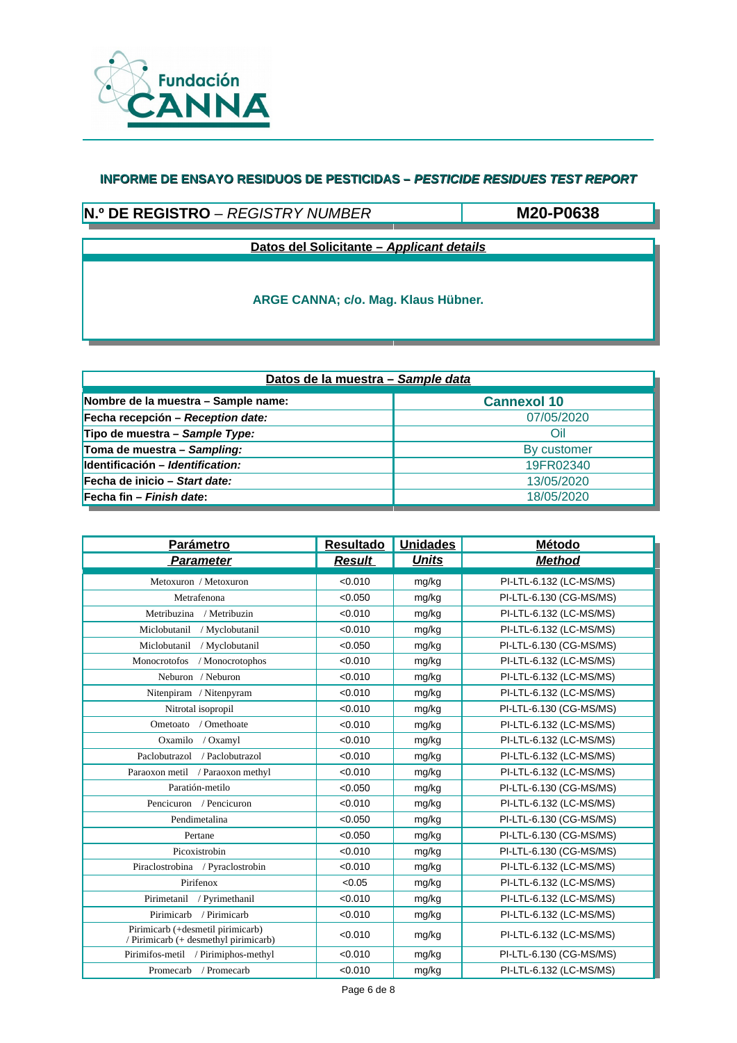Fundación CANNA

## INFORME DE ENSAYO RESIDUOS DE PESTICIDAS – *PESTICIDE RESIDUES TEST REPORT*

| **N.º DE REGISTRO** – *REGISTRY NUMBER* | **M20-P0638** |
|---|---|

**Datos del Solicitante – *Applicant details***

**ARGE CANNA; c/o. Mag. Klaus Hübner.**

| **Datos de la muestra – *Sample data*** | |
|---|---|
| **Nombre de la muestra – Sample name:** | **Cannexol 10** |
| **Fecha recepción – *Reception date:*** | 07/05/2020 |
| **Tipo de muestra – *Sample Type:*** | Oil |
| **Toma de muestra – *Sampling:*** | By customer |
| **Identificación – *Identification:*** | 19FR02340 |
| **Fecha de inicio – *Start date:*** | 13/05/2020 |
| **Fecha fin – *Finish date*:** | 18/05/2020 |

| **Parámetro** *Parameter* | **Resultado** *Result* | **Unidades** *Units* | **Método** *Method* |
|---|---|---|---|
| Metoxuron / Metoxuron | <0.010 | mg/kg | PI-LTL-6.132 (LC-MS/MS) |
| Metrafenona | <0.050 | mg/kg | PI-LTL-6.130 (CG-MS/MS) |
| Metribuzina / Metribuzin | <0.010 | mg/kg | PI-LTL-6.132 (LC-MS/MS) |
| Miclobutanil / Myclobutanil | <0.010 | mg/kg | PI-LTL-6.132 (LC-MS/MS) |
| Miclobutanil / Myclobutanil | <0.050 | mg/kg | PI-LTL-6.130 (CG-MS/MS) |
| Monocrotofos / Monocrotophos | <0.010 | mg/kg | PI-LTL-6.132 (LC-MS/MS) |
| Neburon / Neburon | <0.010 | mg/kg | PI-LTL-6.132 (LC-MS/MS) |
| Nitenpiram / Nitenpyram | <0.010 | mg/kg | PI-LTL-6.132 (LC-MS/MS) |
| Nitrotal isopropil | <0.010 | mg/kg | PI-LTL-6.130 (CG-MS/MS) |
| Ometoato / Omethoate | <0.010 | mg/kg | PI-LTL-6.132 (LC-MS/MS) |
| Oxamilo / Oxamyl | <0.010 | mg/kg | PI-LTL-6.132 (LC-MS/MS) |
| Paclobutrazol / Paclobutrazol | <0.010 | mg/kg | PI-LTL-6.132 (LC-MS/MS) |
| Paraoxon metil / Paraoxon methyl | <0.010 | mg/kg | PI-LTL-6.132 (LC-MS/MS) |
| Paratión-metilo | <0.050 | mg/kg | PI-LTL-6.130 (CG-MS/MS) |
| Pencicuron / Pencicuron | <0.010 | mg/kg | PI-LTL-6.132 (LC-MS/MS) |
| Pendimetalina | <0.050 | mg/kg | PI-LTL-6.130 (CG-MS/MS) |
| Pertane | <0.050 | mg/kg | PI-LTL-6.130 (CG-MS/MS) |
| Picoxistrobin | <0.010 | mg/kg | PI-LTL-6.130 (CG-MS/MS) |
| Piraclostrobina / Pyraclostrobin | <0.010 | mg/kg | PI-LTL-6.132 (LC-MS/MS) |
| Pirifenox | <0.05 | mg/kg | PI-LTL-6.132 (LC-MS/MS) |
| Pirimetanil / Pyrimethanil | <0.010 | mg/kg | PI-LTL-6.132 (LC-MS/MS) |
| Pirimicarb / Pirimicarb | <0.010 | mg/kg | PI-LTL-6.132 (LC-MS/MS) |
| Pirimicarb (+desmetil pirimicarb) / Pirimicarb (+ desmethyl pirimicarb) | <0.010 | mg/kg | PI-LTL-6.132 (LC-MS/MS) |
| Pirimifos-metil / Pirimiphos-methyl | <0.010 | mg/kg | PI-LTL-6.130 (CG-MS/MS) |
| Promecarb / Promecarb | <0.010 | mg/kg | PI-LTL-6.132 (LC-MS/MS) |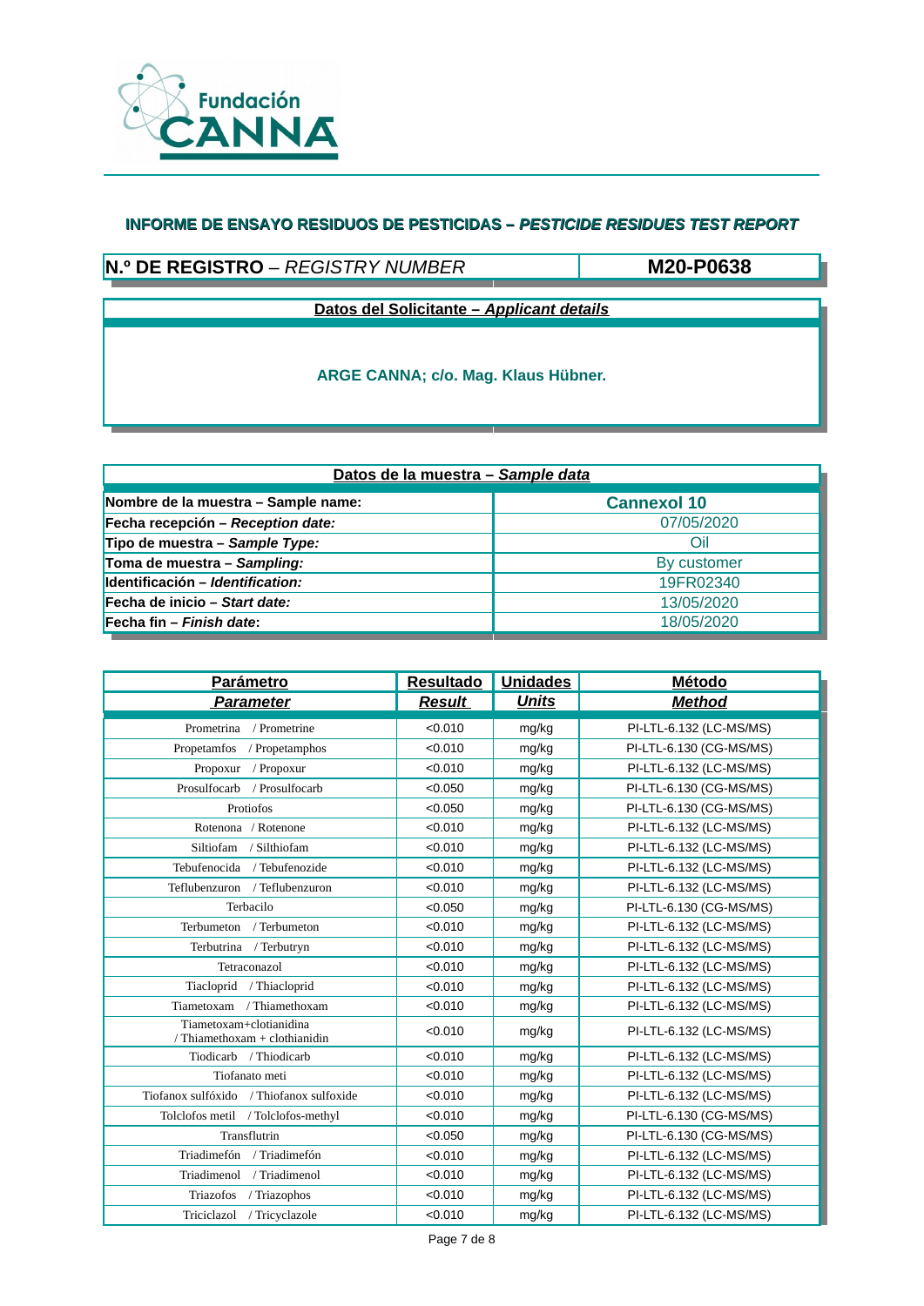Fundación CANNA

## INFORME DE ENSAYO RESIDUOS DE PESTICIDAS – *PESTICIDE RESIDUES TEST REPORT*

| **N.º DE REGISTRO** – *REGISTRY NUMBER* | **M20-P0638** |
|---|---|

| **Datos del Solicitante – *Applicant details*** |
|---|
| **ARGE CANNA; c/o. Mag. Klaus Hübner.** |

| **Datos de la muestra – *Sample data*** | |
|---|---|
| **Nombre de la muestra – Sample name:** | **Cannexol 10** |
| **Fecha recepción – *Reception date:*** | 07/05/2020 |
| **Tipo de muestra – *Sample Type:*** | Oil |
| **Toma de muestra – *Sampling:*** | By customer |
| **Identificación – *Identification:*** | 19FR02340 |
| **Fecha de inicio – *Start date:*** | 13/05/2020 |
| **Fecha fin – *Finish date*:** | 18/05/2020 |

| **Parámetro** *Parameter* | **Resultado** *Result* | **Unidades** *Units* | **Método** *Method* |
|---|---|---|---|
| Prometrina / Prometrine | <0.010 | mg/kg | PI-LTL-6.132 (LC-MS/MS) |
| Propetamfos / Propetamphos | <0.010 | mg/kg | PI-LTL-6.130 (CG-MS/MS) |
| Propoxur / Propoxur | <0.010 | mg/kg | PI-LTL-6.132 (LC-MS/MS) |
| Prosulfocarb / Prosulfocarb | <0.050 | mg/kg | PI-LTL-6.130 (CG-MS/MS) |
| Protiofos | <0.050 | mg/kg | PI-LTL-6.130 (CG-MS/MS) |
| Rotenona / Rotenone | <0.010 | mg/kg | PI-LTL-6.132 (LC-MS/MS) |
| Siltiofam / Silthiofam | <0.010 | mg/kg | PI-LTL-6.132 (LC-MS/MS) |
| Tebufenocida / Tebufenozide | <0.010 | mg/kg | PI-LTL-6.132 (LC-MS/MS) |
| Teflubenzuron / Teflubenzuron | <0.010 | mg/kg | PI-LTL-6.132 (LC-MS/MS) |
| Terbacilo | <0.050 | mg/kg | PI-LTL-6.130 (CG-MS/MS) |
| Terbumeton / Terbumeton | <0.010 | mg/kg | PI-LTL-6.132 (LC-MS/MS) |
| Terbutrina / Terbutryn | <0.010 | mg/kg | PI-LTL-6.132 (LC-MS/MS) |
| Tetraconazol | <0.010 | mg/kg | PI-LTL-6.132 (LC-MS/MS) |
| Tiacloprid / Thiacloprid | <0.010 | mg/kg | PI-LTL-6.132 (LC-MS/MS) |
| Tiametoxam / Thiamethoxam | <0.010 | mg/kg | PI-LTL-6.132 (LC-MS/MS) |
| Tiametoxam+clotianidina / Thiamethoxam + clothianidin | <0.010 | mg/kg | PI-LTL-6.132 (LC-MS/MS) |
| Tiodicarb / Thiodicarb | <0.010 | mg/kg | PI-LTL-6.132 (LC-MS/MS) |
| Tiofanato meti | <0.010 | mg/kg | PI-LTL-6.132 (LC-MS/MS) |
| Tiofanox sulfóxido / Thiofanox sulfoxide | <0.010 | mg/kg | PI-LTL-6.132 (LC-MS/MS) |
| Tolclofos metil / Tolclofos-methyl | <0.010 | mg/kg | PI-LTL-6.130 (CG-MS/MS) |
| Transflutrin | <0.050 | mg/kg | PI-LTL-6.130 (CG-MS/MS) |
| Triadimefón / Triadimefón | <0.010 | mg/kg | PI-LTL-6.132 (LC-MS/MS) |
| Triadimenol / Triadimenol | <0.010 | mg/kg | PI-LTL-6.132 (LC-MS/MS) |
| Triazofos / Triazophos | <0.010 | mg/kg | PI-LTL-6.132 (LC-MS/MS) |
| Triciclazol / Tricyclazole | <0.010 | mg/kg | PI-LTL-6.132 (LC-MS/MS) |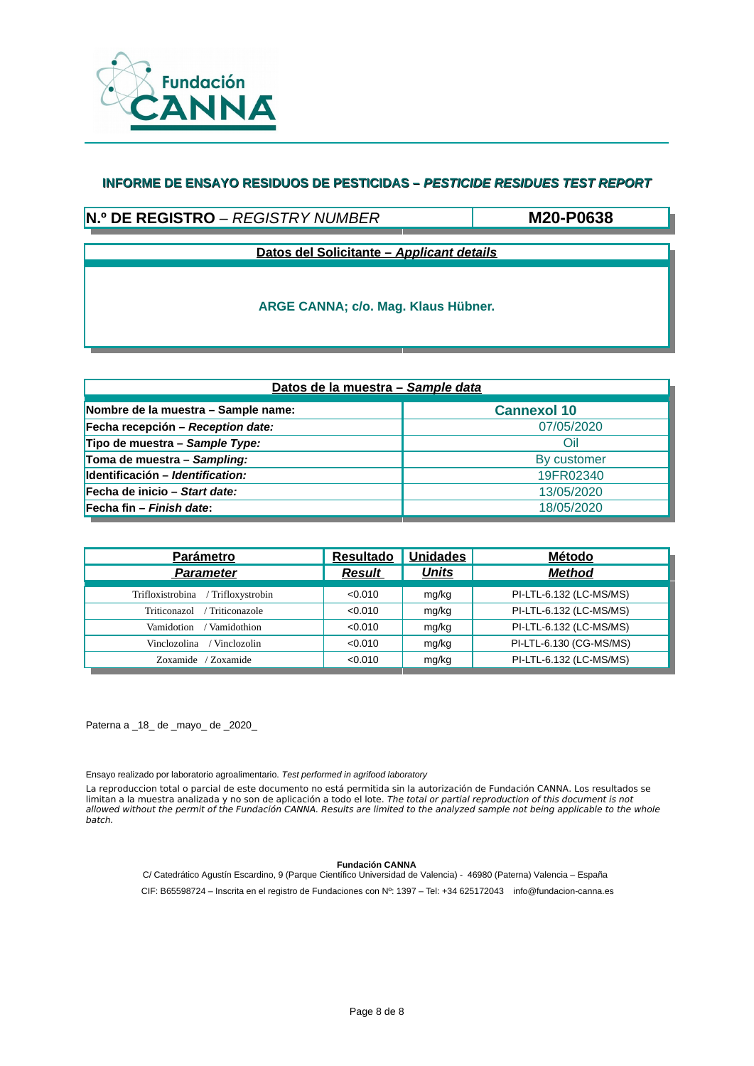Fundación CANNA

## INFORME DE ENSAYO RESIDUOS DE PESTICIDAS – *PESTICIDE RESIDUES TEST REPORT*

| **N.º DE REGISTRO** – *REGISTRY NUMBER* | **M20-P0638** |
|---|---|

| **Datos del Solicitante – *Applicant details*** |
|---|
| **ARGE CANNA; c/o. Mag. Klaus Hübner.** |

| **Datos de la muestra – *Sample data*** | |
|---|---|
| **Nombre de la muestra – Sample name:** | **Cannexol 10** |
| **Fecha recepción – *Reception date:*** | 07/05/2020 |
| **Tipo de muestra – *Sample Type:*** | Oil |
| **Toma de muestra – *Sampling:*** | By customer |
| **Identificación – *Identification:*** | 19FR02340 |
| **Fecha de inicio – *Start date:*** | 13/05/2020 |
| **Fecha fin – *Finish date*:** | 18/05/2020 |

| **Parámetro** *Parameter* | **Resultado** *Result* | **Unidades** *Units* | **Método** *Method* |
|---|---|---|---|
| Trifloxistrobina / Trifloxystrobin | <0.010 | mg/kg | PI-LTL-6.132 (LC-MS/MS) |
| Triticonazol / Triticonazole | <0.010 | mg/kg | PI-LTL-6.132 (LC-MS/MS) |
| Vamidotion / Vamidothion | <0.010 | mg/kg | PI-LTL-6.132 (LC-MS/MS) |
| Vinclozolina / Vinclozolin | <0.010 | mg/kg | PI-LTL-6.130 (CG-MS/MS) |
| Zoxamide / Zoxamide | <0.010 | mg/kg | PI-LTL-6.132 (LC-MS/MS) |

Paterna a _18_ de _mayo_ de _2020_

Ensayo realizado por laboratorio agroalimentario. *Test performed in agrifood laboratory*

La reproduccion total o parcial de este documento no está permitida sin la autorización de Fundación CANNA. Los resultados se limitan a la muestra analizada y no son de aplicación a todo el lote. *The total or partial reproduction of this document is not allowed without the permit of the Fundación CANNA. Results are limited to the analyzed sample not being applicable to the whole batch.*

**Fundación CANNA**
C/ Catedrático Agustín Escardino, 9 (Parque Científico Universidad de Valencia) - 46980 (Paterna) Valencia – España
CIF: B65598724 – Inscrita en el registro de Fundaciones con Nº: 1397 – Tel: +34 625172043 info@fundacion-canna.es